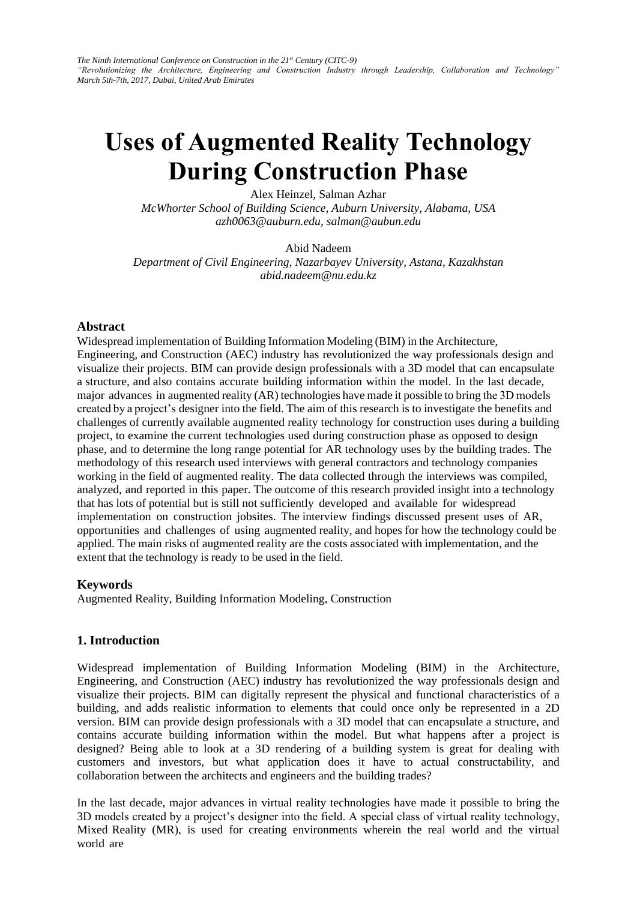# Uses of Augmented Reality Technology During Construction Phase

Alex Heinzel, Salman Azhar

*McWhorter School of Building Science, Auburn University, Alabama, USA*

*azh0063@auburn.edu, salman@aubun.edu*

Abid Nadeem

*Department of Civil Engineering, Nazarbayev University, Astana, Kazakhstan*

*abid.nadeem@nu.edu.kz*

## Abstract

Widespread implementation of Building Information Modeling (BIM) in the Architecture, Engineering, and Construction (AEC) industry has revolutionized the way professionals design and visualize their projects. BIM can provide design professionals with a 3D model that can encapsulate a structure, and also contains accurate building information within the model. In the last decade, major advances in augmented reality (AR) technologies have made it possible to bring the 3D models created by a project's designer into the field. The aim of this research is to investigate the benefits and challenges of currently available augmented reality technology for construction uses during a building project, to examine the current technologies used during construction phase as opposed to design phase, and to determine the long range potential for AR technology uses by the building trades. The methodology of this research used interviews with general contractors and technology companies working in the field of augmented reality. The data collected through the interviews was compiled, analyzed, and reported in this paper. The outcome of this research provided insight into a technology that has lots of potential but is still not sufficiently developed and available for widespread implementation on construction jobsites. The interview findings discussed present uses of AR, opportunities and challenges of using augmented reality, and hopes for how the technology could be applied. The main risks of augmented reality are the costs associated with implementation, and the extent that the technology is ready to be used in the field.

## Keywords

Augmented Reality, Building Information Modeling, Construction

## 1. Introduction

Widespread implementation of Building Information Modeling (BIM) in the Architecture, Engineering, and Construction (AEC) industry has revolutionized the way professionals design and visualize their projects. BIM can digitally represent the physical and functional characteristics of a building, and adds realistic information to elements that could once only be represented in a 2D version. BIM can provide design professionals with a 3D model that can encapsulate a structure, and contains accurate building information within the model. But what happens after a project is designed? Being able to look at a 3D rendering of a building system is great for dealing with customers and investors, but what application does it have to actual constructability, and collaboration between the architects and engineers and the building trades?

In the last decade, major advances in virtual reality technologies have made it possible to bring the 3D models created by a project's designer into the field. A special class of virtual reality technology, Mixed Reality (MR), is used for creating environments wherein the real world and the virtual world are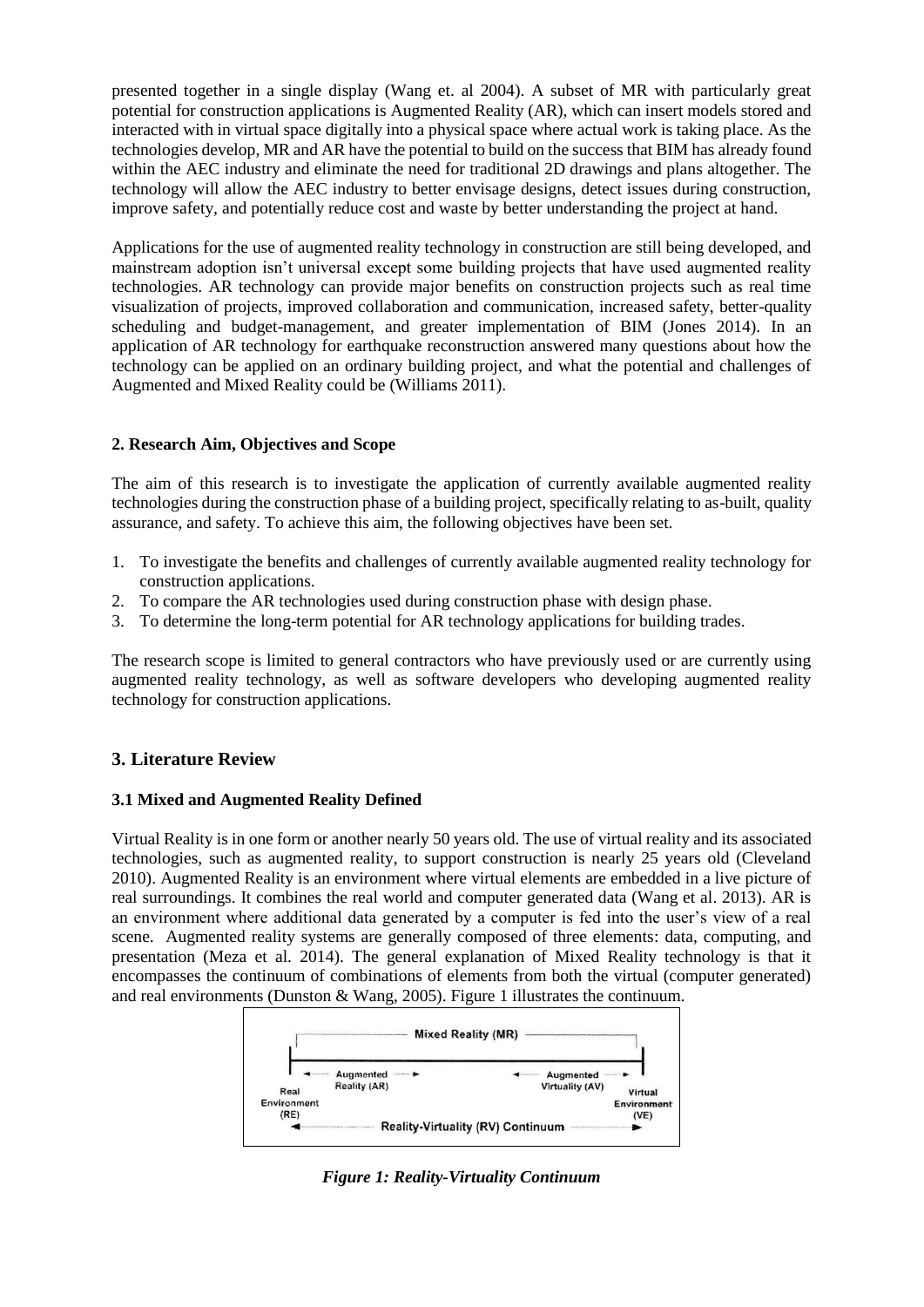presented together in a single display (Wang et. al 2004). A subset of MR with particularly great potential for construction applications is Augmented Reality (AR), which can insert models stored and interacted with in virtual space digitally into a physical space where actual work is taking place. As the technologies develop, MR and AR have the potential to build on the success that BIM has already found within the AEC industry and eliminate the need for traditional 2D drawings and plans altogether. The technology will allow the AEC industry to better envisage designs, detect issues during construction, improve safety, and potentially reduce cost and waste by better understanding the project at hand.

Applications for the use of augmented reality technology in construction are still being developed, and mainstream adoption isn't universal except some building projects that have used augmented reality technologies. AR technology can provide major benefits on construction projects such as real time visualization of projects, improved collaboration and communication, increased safety, better-quality scheduling and budget-management, and greater implementation of BIM (Jones 2014). In an application of AR technology for earthquake reconstruction answered many questions about how the technology can be applied on an ordinary building project, and what the potential and challenges of Augmented and Mixed Reality could be (Williams 2011).

### 2. Research Aim, Objectives and Scope

The aim of this research is to investigate the application of currently available augmented reality technologies during the construction phase of a building project, specifically relating to as-built, quality assurance, and safety. To achieve this aim, the following objectives have been set.

1. To investigate the benefits and challenges of currently available augmented reality technology for construction applications.
2. To compare the AR technologies used during construction phase with design phase.
3. To determine the long-term potential for AR technology applications for building trades.

The research scope is limited to general contractors who have previously used or are currently using augmented reality technology, as well as software developers who developing augmented reality technology for construction applications.

## 3. Literature Review

### 3.1 Mixed and Augmented Reality Defined

Virtual Reality is in one form or another nearly 50 years old. The use of virtual reality and its associated technologies, such as augmented reality, to support construction is nearly 25 years old (Cleveland 2010). Augmented Reality is an environment where virtual elements are embedded in a live picture of real surroundings. It combines the real world and computer generated data (Wang et al. 2013). AR is an environment where additional data generated by a computer is fed into the user's view of a real scene. Augmented reality systems are generally composed of three elements: data, computing, and presentation (Meza et al. 2014). The general explanation of Mixed Reality technology is that it encompasses the continuum of combinations of elements from both the virtual (computer generated) and real environments (Dunston & Wang, 2005). Figure 1 illustrates the continuum.

Mixed Reality (MR)

Real Environment (RE) — Augmented Reality (AR) — Augmented Virtuality (AV) — Virtual Environment (VE)

Reality-Virtuality (RV) Continuum

*Figure 1: Reality-Virtuality Continuum*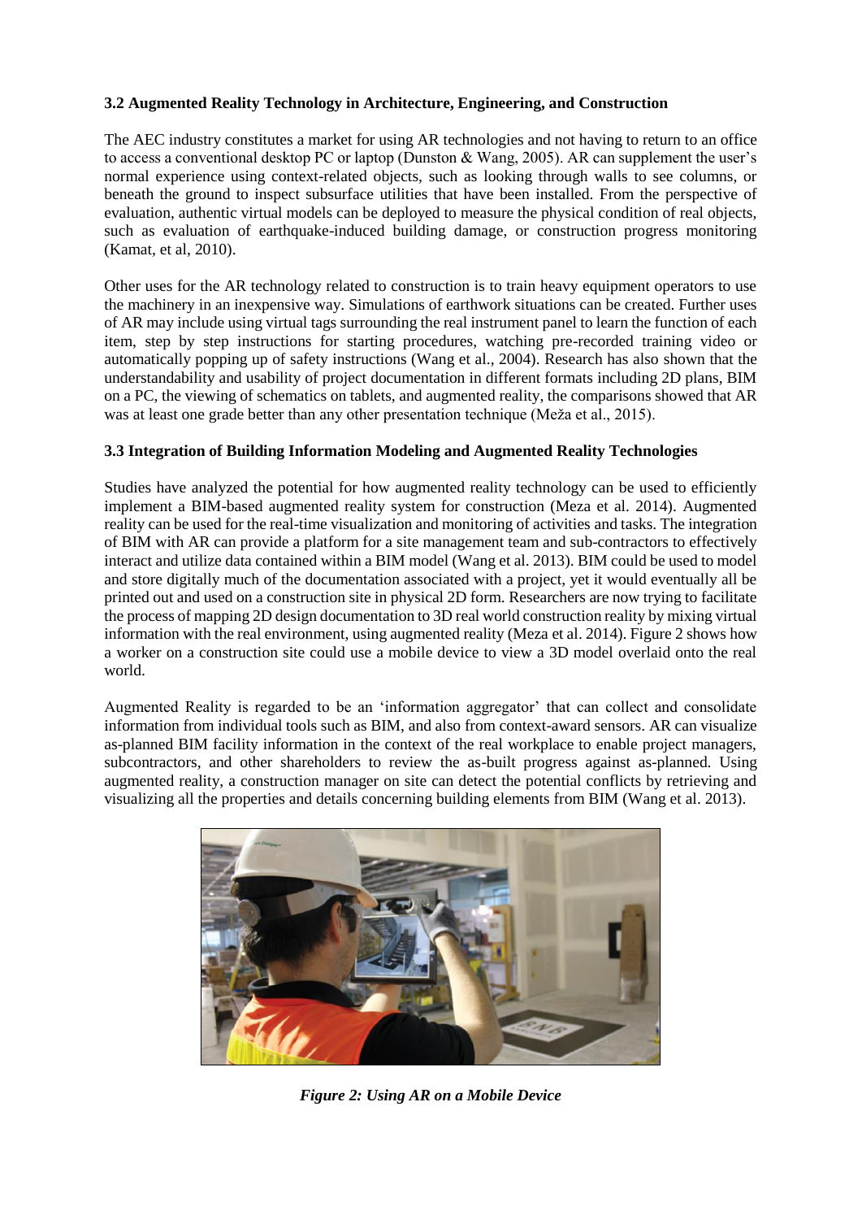### 3.2 Augmented Reality Technology in Architecture, Engineering, and Construction

The AEC industry constitutes a market for using AR technologies and not having to return to an office to access a conventional desktop PC or laptop (Dunston & Wang, 2005). AR can supplement the user's normal experience using context-related objects, such as looking through walls to see columns, or beneath the ground to inspect subsurface utilities that have been installed. From the perspective of evaluation, authentic virtual models can be deployed to measure the physical condition of real objects, such as evaluation of earthquake-induced building damage, or construction progress monitoring (Kamat, et al, 2010).

Other uses for the AR technology related to construction is to train heavy equipment operators to use the machinery in an inexpensive way. Simulations of earthwork situations can be created. Further uses of AR may include using virtual tags surrounding the real instrument panel to learn the function of each item, step by step instructions for starting procedures, watching pre-recorded training video or automatically popping up of safety instructions (Wang et al., 2004). Research has also shown that the understandability and usability of project documentation in different formats including 2D plans, BIM on a PC, the viewing of schematics on tablets, and augmented reality, the comparisons showed that AR was at least one grade better than any other presentation technique (Meža et al., 2015).

### 3.3 Integration of Building Information Modeling and Augmented Reality Technologies

Studies have analyzed the potential for how augmented reality technology can be used to efficiently implement a BIM-based augmented reality system for construction (Meza et al. 2014). Augmented reality can be used for the real-time visualization and monitoring of activities and tasks. The integration of BIM with AR can provide a platform for a site management team and sub-contractors to effectively interact and utilize data contained within a BIM model (Wang et al. 2013). BIM could be used to model and store digitally much of the documentation associated with a project, yet it would eventually all be printed out and used on a construction site in physical 2D form. Researchers are now trying to facilitate the process of mapping 2D design documentation to 3D real world construction reality by mixing virtual information with the real environment, using augmented reality (Meza et al. 2014). Figure 2 shows how a worker on a construction site could use a mobile device to view a 3D model overlaid onto the real world.

Augmented Reality is regarded to be an 'information aggregator' that can collect and consolidate information from individual tools such as BIM, and also from context-award sensors. AR can visualize as-planned BIM facility information in the context of the real workplace to enable project managers, subcontractors, and other shareholders to review the as-built progress against as-planned. Using augmented reality, a construction manager on site can detect the potential conflicts by retrieving and visualizing all the properties and details concerning building elements from BIM (Wang et al. 2013).

*Figure 2: Using AR on a Mobile Device*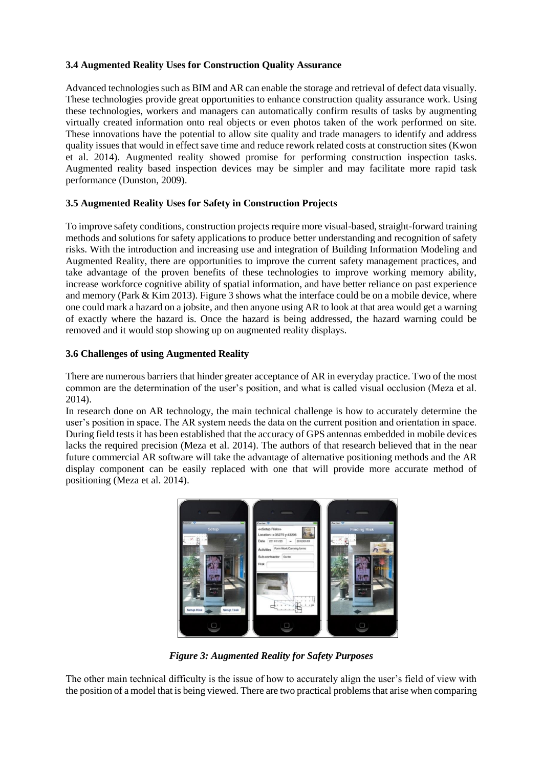### 3.4 Augmented Reality Uses for Construction Quality Assurance

Advanced technologies such as BIM and AR can enable the storage and retrieval of defect data visually. These technologies provide great opportunities to enhance construction quality assurance work. Using these technologies, workers and managers can automatically confirm results of tasks by augmenting virtually created information onto real objects or even photos taken of the work performed on site. These innovations have the potential to allow site quality and trade managers to identify and address quality issues that would in effect save time and reduce rework related costs at construction sites (Kwon et al. 2014). Augmented reality showed promise for performing construction inspection tasks. Augmented reality based inspection devices may be simpler and may facilitate more rapid task performance (Dunston, 2009).

### 3.5 Augmented Reality Uses for Safety in Construction Projects

To improve safety conditions, construction projects require more visual-based, straight-forward training methods and solutions for safety applications to produce better understanding and recognition of safety risks. With the introduction and increasing use and integration of Building Information Modeling and Augmented Reality, there are opportunities to improve the current safety management practices, and take advantage of the proven benefits of these technologies to improve working memory ability, increase workforce cognitive ability of spatial information, and have better reliance on past experience and memory (Park & Kim 2013). Figure 3 shows what the interface could be on a mobile device, where one could mark a hazard on a jobsite, and then anyone using AR to look at that area would get a warning of exactly where the hazard is. Once the hazard is being addressed, the hazard warning could be removed and it would stop showing up on augmented reality displays.

### 3.6 Challenges of using Augmented Reality

There are numerous barriers that hinder greater acceptance of AR in everyday practice. Two of the most common are the determination of the user's position, and what is called visual occlusion (Meza et al. 2014).

In research done on AR technology, the main technical challenge is how to accurately determine the user's position in space. The AR system needs the data on the current position and orientation in space. During field tests it has been established that the accuracy of GPS antennas embedded in mobile devices lacks the required precision (Meza et al. 2014). The authors of that research believed that in the near future commercial AR software will take the advantage of alternative positioning methods and the AR display component can be easily replaced with one that will provide more accurate method of positioning (Meza et al. 2014).

*Figure 3: Augmented Reality for Safety Purposes*

The other main technical difficulty is the issue of how to accurately align the user's field of view with the position of a model that is being viewed. There are two practical problems that arise when comparing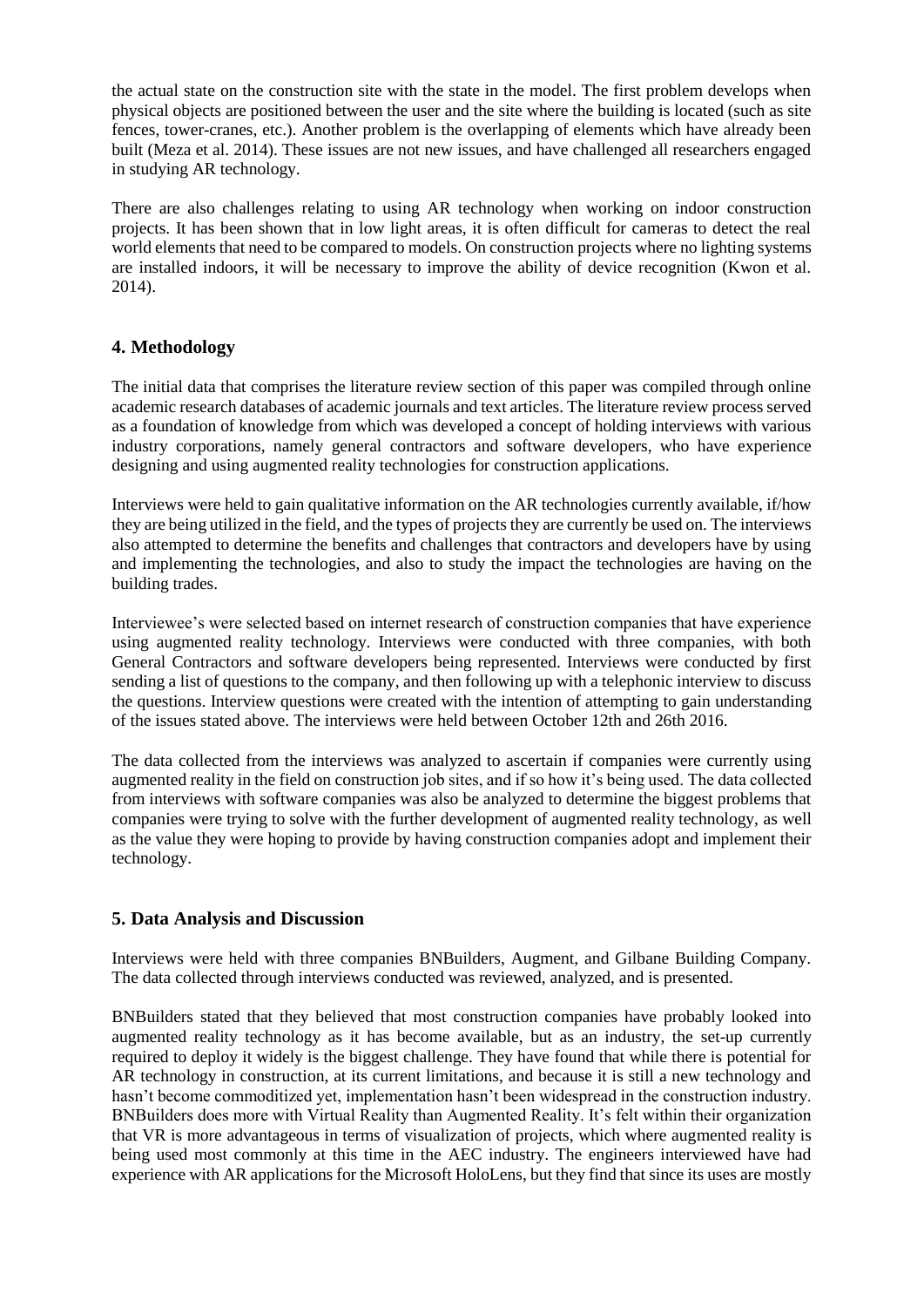the actual state on the construction site with the state in the model. The first problem develops when physical objects are positioned between the user and the site where the building is located (such as site fences, tower-cranes, etc.). Another problem is the overlapping of elements which have already been built (Meza et al. 2014). These issues are not new issues, and have challenged all researchers engaged in studying AR technology.

There are also challenges relating to using AR technology when working on indoor construction projects. It has been shown that in low light areas, it is often difficult for cameras to detect the real world elements that need to be compared to models. On construction projects where no lighting systems are installed indoors, it will be necessary to improve the ability of device recognition (Kwon et al. 2014).

## 4. Methodology

The initial data that comprises the literature review section of this paper was compiled through online academic research databases of academic journals and text articles. The literature review process served as a foundation of knowledge from which was developed a concept of holding interviews with various industry corporations, namely general contractors and software developers, who have experience designing and using augmented reality technologies for construction applications.

Interviews were held to gain qualitative information on the AR technologies currently available, if/how they are being utilized in the field, and the types of projects they are currently be used on. The interviews also attempted to determine the benefits and challenges that contractors and developers have by using and implementing the technologies, and also to study the impact the technologies are having on the building trades.

Interviewee's were selected based on internet research of construction companies that have experience using augmented reality technology. Interviews were conducted with three companies, with both General Contractors and software developers being represented. Interviews were conducted by first sending a list of questions to the company, and then following up with a telephonic interview to discuss the questions. Interview questions were created with the intention of attempting to gain understanding of the issues stated above. The interviews were held between October 12th and 26th 2016.

The data collected from the interviews was analyzed to ascertain if companies were currently using augmented reality in the field on construction job sites, and if so how it's being used. The data collected from interviews with software companies was also be analyzed to determine the biggest problems that companies were trying to solve with the further development of augmented reality technology, as well as the value they were hoping to provide by having construction companies adopt and implement their technology.

## 5. Data Analysis and Discussion

Interviews were held with three companies BNBuilders, Augment, and Gilbane Building Company. The data collected through interviews conducted was reviewed, analyzed, and is presented.

BNBuilders stated that they believed that most construction companies have probably looked into augmented reality technology as it has become available, but as an industry, the set-up currently required to deploy it widely is the biggest challenge. They have found that while there is potential for AR technology in construction, at its current limitations, and because it is still a new technology and hasn't become commoditized yet, implementation hasn't been widespread in the construction industry. BNBuilders does more with Virtual Reality than Augmented Reality. It's felt within their organization that VR is more advantageous in terms of visualization of projects, which where augmented reality is being used most commonly at this time in the AEC industry. The engineers interviewed have had experience with AR applications for the Microsoft HoloLens, but they find that since its uses are mostly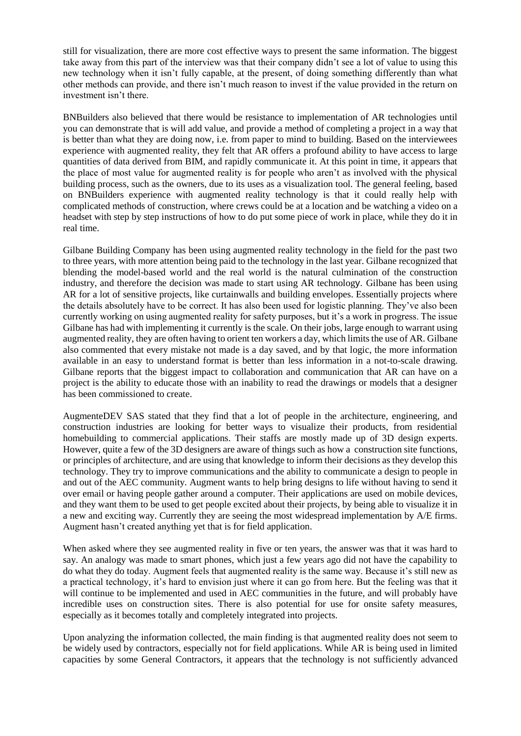still for visualization, there are more cost effective ways to present the same information. The biggest take away from this part of the interview was that their company didn't see a lot of value to using this new technology when it isn't fully capable, at the present, of doing something differently than what other methods can provide, and there isn't much reason to invest if the value provided in the return on investment isn't there.

BNBuilders also believed that there would be resistance to implementation of AR technologies until you can demonstrate that is will add value, and provide a method of completing a project in a way that is better than what they are doing now, i.e. from paper to mind to building. Based on the interviewees experience with augmented reality, they felt that AR offers a profound ability to have access to large quantities of data derived from BIM, and rapidly communicate it. At this point in time, it appears that the place of most value for augmented reality is for people who aren't as involved with the physical building process, such as the owners, due to its uses as a visualization tool. The general feeling, based on BNBuilders experience with augmented reality technology is that it could really help with complicated methods of construction, where crews could be at a location and be watching a video on a headset with step by step instructions of how to do put some piece of work in place, while they do it in real time.

Gilbane Building Company has been using augmented reality technology in the field for the past two to three years, with more attention being paid to the technology in the last year. Gilbane recognized that blending the model-based world and the real world is the natural culmination of the construction industry, and therefore the decision was made to start using AR technology. Gilbane has been using AR for a lot of sensitive projects, like curtainwalls and building envelopes. Essentially projects where the details absolutely have to be correct. It has also been used for logistic planning. They've also been currently working on using augmented reality for safety purposes, but it's a work in progress. The issue Gilbane has had with implementing it currently is the scale. On their jobs, large enough to warrant using augmented reality, they are often having to orient ten workers a day, which limits the use of AR. Gilbane also commented that every mistake not made is a day saved, and by that logic, the more information available in an easy to understand format is better than less information in a not-to-scale drawing. Gilbane reports that the biggest impact to collaboration and communication that AR can have on a project is the ability to educate those with an inability to read the drawings or models that a designer has been commissioned to create.

AugmenteDEV SAS stated that they find that a lot of people in the architecture, engineering, and construction industries are looking for better ways to visualize their products, from residential homebuilding to commercial applications. Their staffs are mostly made up of 3D design experts. However, quite a few of the 3D designers are aware of things such as how a construction site functions, or principles of architecture, and are using that knowledge to inform their decisions as they develop this technology. They try to improve communications and the ability to communicate a design to people in and out of the AEC community. Augment wants to help bring designs to life without having to send it over email or having people gather around a computer. Their applications are used on mobile devices, and they want them to be used to get people excited about their projects, by being able to visualize it in a new and exciting way. Currently they are seeing the most widespread implementation by A/E firms. Augment hasn't created anything yet that is for field application.

When asked where they see augmented reality in five or ten years, the answer was that it was hard to say. An analogy was made to smart phones, which just a few years ago did not have the capability to do what they do today. Augment feels that augmented reality is the same way. Because it's still new as a practical technology, it's hard to envision just where it can go from here. But the feeling was that it will continue to be implemented and used in AEC communities in the future, and will probably have incredible uses on construction sites. There is also potential for use for onsite safety measures, especially as it becomes totally and completely integrated into projects.

Upon analyzing the information collected, the main finding is that augmented reality does not seem to be widely used by contractors, especially not for field applications. While AR is being used in limited capacities by some General Contractors, it appears that the technology is not sufficiently advanced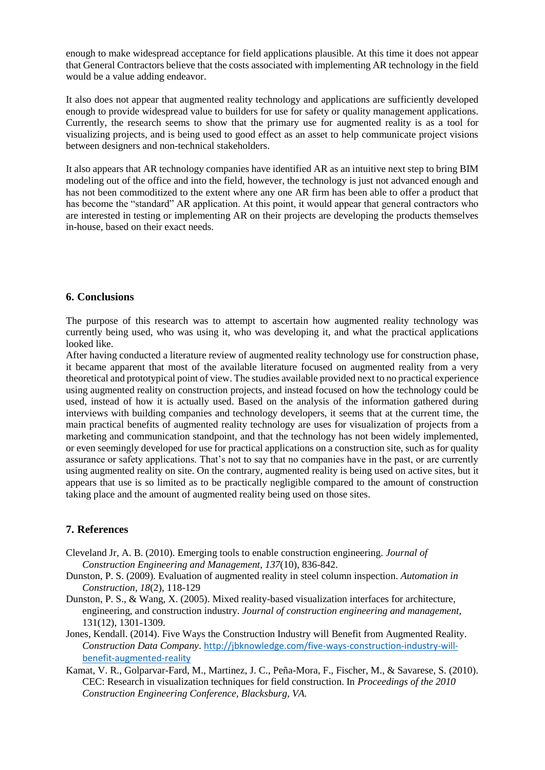enough to make widespread acceptance for field applications plausible. At this time it does not appear that General Contractors believe that the costs associated with implementing AR technology in the field would be a value adding endeavor.

It also does not appear that augmented reality technology and applications are sufficiently developed enough to provide widespread value to builders for use for safety or quality management applications. Currently, the research seems to show that the primary use for augmented reality is as a tool for visualizing projects, and is being used to good effect as an asset to help communicate project visions between designers and non-technical stakeholders.

It also appears that AR technology companies have identified AR as an intuitive next step to bring BIM modeling out of the office and into the field, however, the technology is just not advanced enough and has not been commoditized to the extent where any one AR firm has been able to offer a product that has become the "standard" AR application. At this point, it would appear that general contractors who are interested in testing or implementing AR on their projects are developing the products themselves in-house, based on their exact needs.

## 6. Conclusions

The purpose of this research was to attempt to ascertain how augmented reality technology was currently being used, who was using it, who was developing it, and what the practical applications looked like.

After having conducted a literature review of augmented reality technology use for construction phase, it became apparent that most of the available literature focused on augmented reality from a very theoretical and prototypical point of view. The studies available provided next to no practical experience using augmented reality on construction projects, and instead focused on how the technology could be used, instead of how it is actually used. Based on the analysis of the information gathered during interviews with building companies and technology developers, it seems that at the current time, the main practical benefits of augmented reality technology are uses for visualization of projects from a marketing and communication standpoint, and that the technology has not been widely implemented, or even seemingly developed for use for practical applications on a construction site, such as for quality assurance or safety applications. That's not to say that no companies have in the past, or are currently using augmented reality on site. On the contrary, augmented reality is being used on active sites, but it appears that use is so limited as to be practically negligible compared to the amount of construction taking place and the amount of augmented reality being used on those sites.

## 7. References

Cleveland Jr, A. B. (2010). Emerging tools to enable construction engineering. *Journal of Construction Engineering and Management*, *137*(10), 836-842.

Dunston, P. S. (2009). Evaluation of augmented reality in steel column inspection. *Automation in Construction*, *18*(2), 118-129

Dunston, P. S., & Wang, X. (2005). Mixed reality-based visualization interfaces for architecture, engineering, and construction industry. *Journal of construction engineering and management*, 131(12), 1301-1309.

Jones, Kendall. (2014). Five Ways the Construction Industry will Benefit from Augmented Reality. *Construction Data Company*. http://jbknowledge.com/five-ways-construction-industry-will-benefit-augmented-reality

Kamat, V. R., Golparvar-Fard, M., Martinez, J. C., Peña-Mora, F., Fischer, M., & Savarese, S. (2010). CEC: Research in visualization techniques for field construction. In *Proceedings of the 2010 Construction Engineering Conference, Blacksburg, VA.*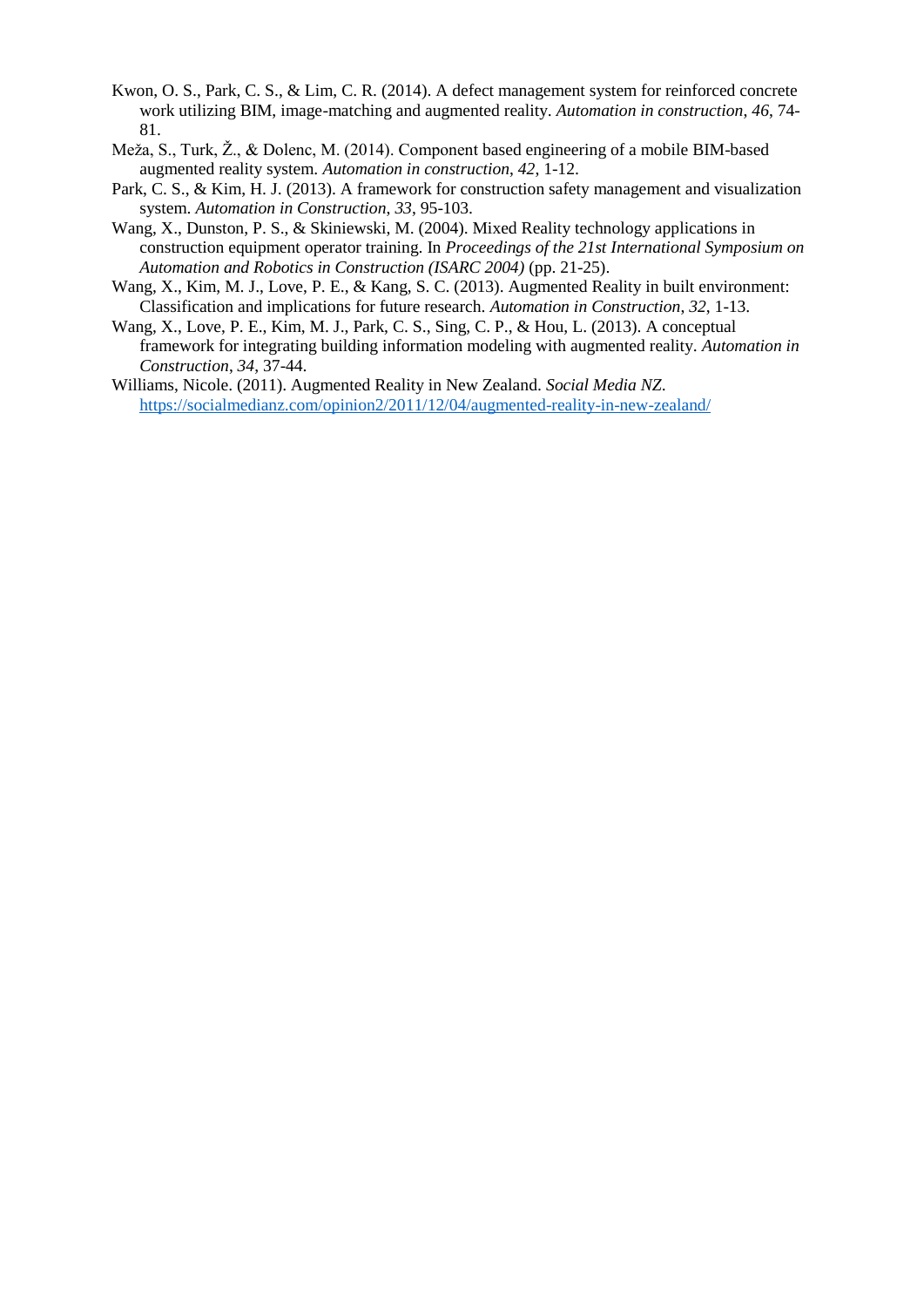Kwon, O. S., Park, C. S., & Lim, C. R. (2014). A defect management system for reinforced concrete work utilizing BIM, image-matching and augmented reality. *Automation in construction*, *46*, 74-81.

Meža, S., Turk, Ž., & Dolenc, M. (2014). Component based engineering of a mobile BIM-based augmented reality system. *Automation in construction*, *42*, 1-12.

Park, C. S., & Kim, H. J. (2013). A framework for construction safety management and visualization system. *Automation in Construction*, *33*, 95-103.

Wang, X., Dunston, P. S., & Skiniewski, M. (2004). Mixed Reality technology applications in construction equipment operator training. In *Proceedings of the 21st International Symposium on Automation and Robotics in Construction (ISARC 2004)* (pp. 21-25).

Wang, X., Kim, M. J., Love, P. E., & Kang, S. C. (2013). Augmented Reality in built environment: Classification and implications for future research. *Automation in Construction*, *32*, 1-13.

Wang, X., Love, P. E., Kim, M. J., Park, C. S., Sing, C. P., & Hou, L. (2013). A conceptual framework for integrating building information modeling with augmented reality. *Automation in Construction*, *34*, 37-44.

Williams, Nicole. (2011). Augmented Reality in New Zealand. *Social Media NZ*. https://socialmedianz.com/opinion2/2011/12/04/augmented-reality-in-new-zealand/